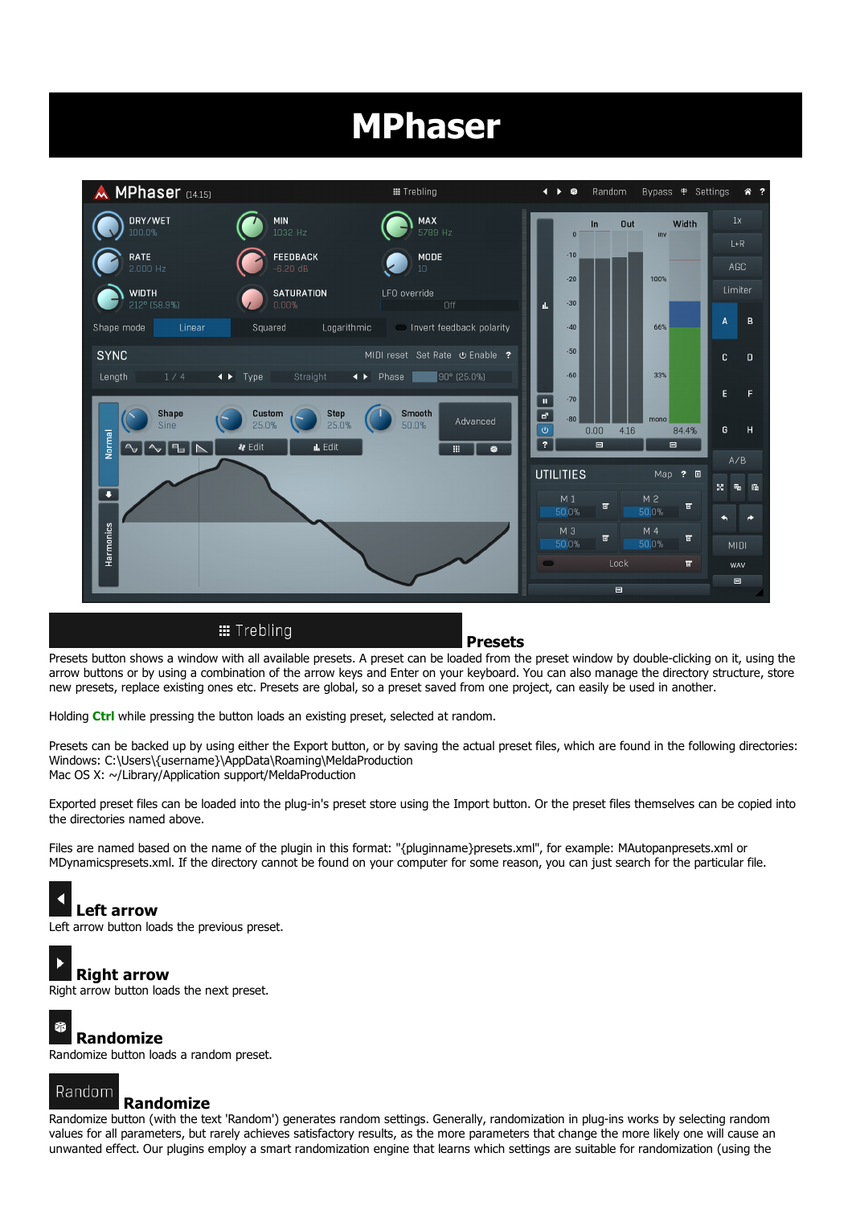# MPhaser

## Presets

Presets button shows a window with all available presets. A preset can be loaded from the preset window by double-clicking on it, using the arrow buttons or by using a combination of the arrow keys and Enter on your keyboard. You can also manage the directory structure, store new presets, replace existing ones etc. Presets are global, so a preset saved from one project, can easily be used in another.

Holding **Ctrl** while pressing the button loads an existing preset, selected at random.

Presets can be backed up by using either the Export button, or by saving the actual preset files, which are found in the following directories:
Windows: C:\Users\{username}\AppData\Roaming\MeldaProduction
Mac OS X: ~/Library/Application support/MeldaProduction

Exported preset files can be loaded into the plug-in's preset store using the Import button. Or the preset files themselves can be copied into the directories named above.

Files are named based on the name of the plugin in this format: "{pluginname}presets.xml", for example: MAutopanpresets.xml or MDynamicspresets.xml. If the directory cannot be found on your computer for some reason, you can just search for the particular file.

## Left arrow

Left arrow button loads the previous preset.

## Right arrow

Right arrow button loads the next preset.

## Randomize

Randomize button loads a random preset.

## Randomize

Randomize button (with the text 'Random') generates random settings. Generally, randomization in plug-ins works by selecting random values for all parameters, but rarely achieves satisfactory results, as the more parameters that change the more likely one will cause an unwanted effect. Our plugins employ a smart randomization engine that learns which settings are suitable for randomization (using the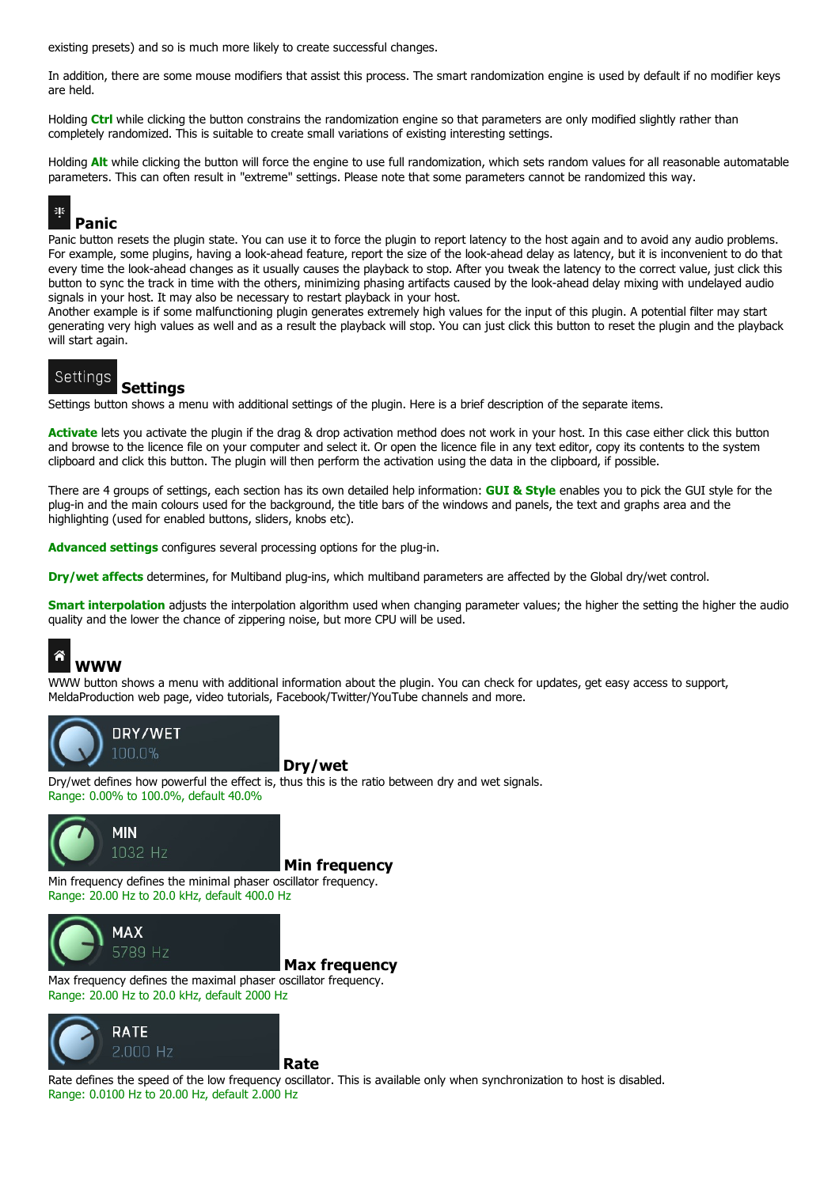existing presets) and so is much more likely to create successful changes.

In addition, there are some mouse modifiers that assist this process. The smart randomization engine is used by default if no modifier keys are held.

Holding **Ctrl** while clicking the button constrains the randomization engine so that parameters are only modified slightly rather than completely randomized. This is suitable to create small variations of existing interesting settings.

Holding **Alt** while clicking the button will force the engine to use full randomization, which sets random values for all reasonable automatable parameters. This can often result in "extreme" settings. Please note that some parameters cannot be randomized this way.

### Panic

Panic button resets the plugin state. You can use it to force the plugin to report latency to the host again and to avoid any audio problems. For example, some plugins, having a look-ahead feature, report the size of the look-ahead delay as latency, but it is inconvenient to do that every time the look-ahead changes as it usually causes the playback to stop. After you tweak the latency to the correct value, just click this button to sync the track in time with the others, minimizing phasing artifacts caused by the look-ahead delay mixing with undelayed audio signals in your host. It may also be necessary to restart playback in your host.
Another example is if some malfunctioning plugin generates extremely high values for the input of this plugin. A potential filter may start generating very high values as well and as a result the playback will stop. You can just click this button to reset the plugin and the playback will start again.

### Settings

Settings button shows a menu with additional settings of the plugin. Here is a brief description of the separate items.

**Activate** lets you activate the plugin if the drag & drop activation method does not work in your host. In this case either click this button and browse to the licence file on your computer and select it. Or open the licence file in any text editor, copy its contents to the system clipboard and click this button. The plugin will then perform the activation using the data in the clipboard, if possible.

There are 4 groups of settings, each section has its own detailed help information: **GUI & Style** enables you to pick the GUI style for the plug-in and the main colours used for the background, the title bars of the windows and panels, the text and graphs area and the highlighting (used for enabled buttons, sliders, knobs etc).

**Advanced settings** configures several processing options for the plug-in.

**Dry/wet affects** determines, for Multiband plug-ins, which multiband parameters are affected by the Global dry/wet control.

**Smart interpolation** adjusts the interpolation algorithm used when changing parameter values; the higher the setting the higher the audio quality and the lower the chance of zippering noise, but more CPU will be used.

### WWW

WWW button shows a menu with additional information about the plugin. You can check for updates, get easy access to support, MeldaProduction web page, video tutorials, Facebook/Twitter/YouTube channels and more.

### Dry/wet

Dry/wet defines how powerful the effect is, thus this is the ratio between dry and wet signals.
Range: 0.00% to 100.0%, default 40.0%

### Min frequency

Min frequency defines the minimal phaser oscillator frequency.
Range: 20.00 Hz to 20.0 kHz, default 400.0 Hz

### Max frequency

Max frequency defines the maximal phaser oscillator frequency.
Range: 20.00 Hz to 20.0 kHz, default 2000 Hz

### Rate

Rate defines the speed of the low frequency oscillator. This is available only when synchronization to host is disabled.
Range: 0.0100 Hz to 20.00 Hz, default 2.000 Hz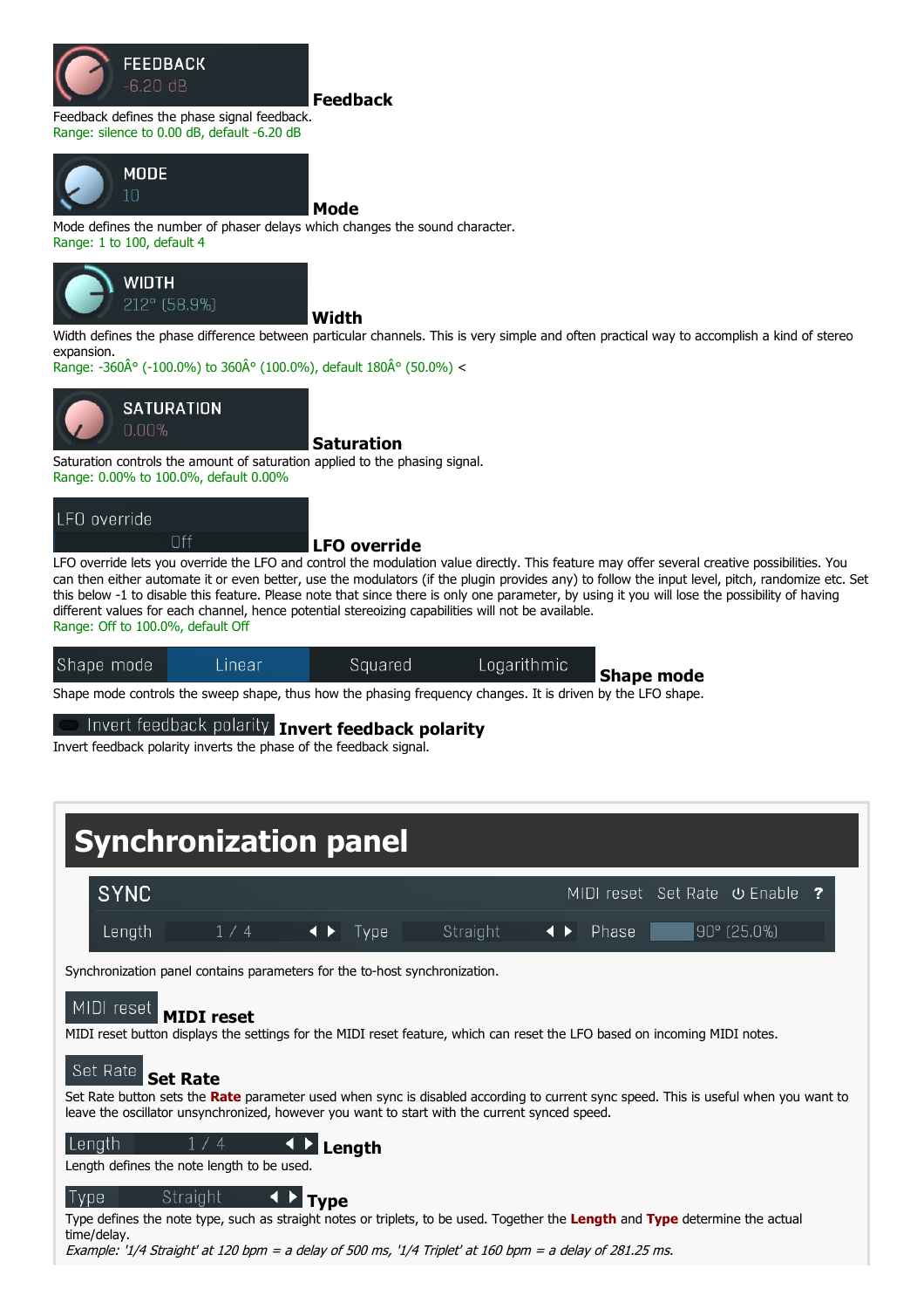### Feedback

Feedback defines the phase signal feedback.
Range: silence to 0.00 dB, default -6.20 dB

### Mode

Mode defines the number of phaser delays which changes the sound character.
Range: 1 to 100, default 4

### Width

Width defines the phase difference between particular channels. This is very simple and often practical way to accomplish a kind of stereo expansion.
Range: -360Â° (-100.0%) to 360Â° (100.0%), default 180Â° (50.0%) <

### Saturation

Saturation controls the amount of saturation applied to the phasing signal.
Range: 0.00% to 100.0%, default 0.00%

### LFO override

LFO override lets you override the LFO and control the modulation value directly. This feature may offer several creative possibilities. You can then either automate it or even better, use the modulators (if the plugin provides any) to follow the input level, pitch, randomize etc. Set this below -1 to disable this feature. Please note that since there is only one parameter, by using it you will lose the possibility of having different values for each channel, hence potential stereoizing capabilities will not be available.
Range: Off to 100.0%, default Off

### Shape mode

Shape mode controls the sweep shape, thus how the phasing frequency changes. It is driven by the LFO shape.

### Invert feedback polarity

Invert feedback polarity inverts the phase of the feedback signal.

# Synchronization panel

Synchronization panel contains parameters for the to-host synchronization.

### MIDI reset

MIDI reset button displays the settings for the MIDI reset feature, which can reset the LFO based on incoming MIDI notes.

### Set Rate

Set Rate button sets the **Rate** parameter used when sync is disabled according to current sync speed. This is useful when you want to leave the oscillator unsynchronized, however you want to start with the current synced speed.

### Length

Length defines the note length to be used.

### Type

Type defines the note type, such as straight notes or triplets, to be used. Together the **Length** and **Type** determine the actual time/delay.
*Example: '1/4 Straight' at 120 bpm = a delay of 500 ms, '1/4 Triplet' at 160 bpm = a delay of 281.25 ms.*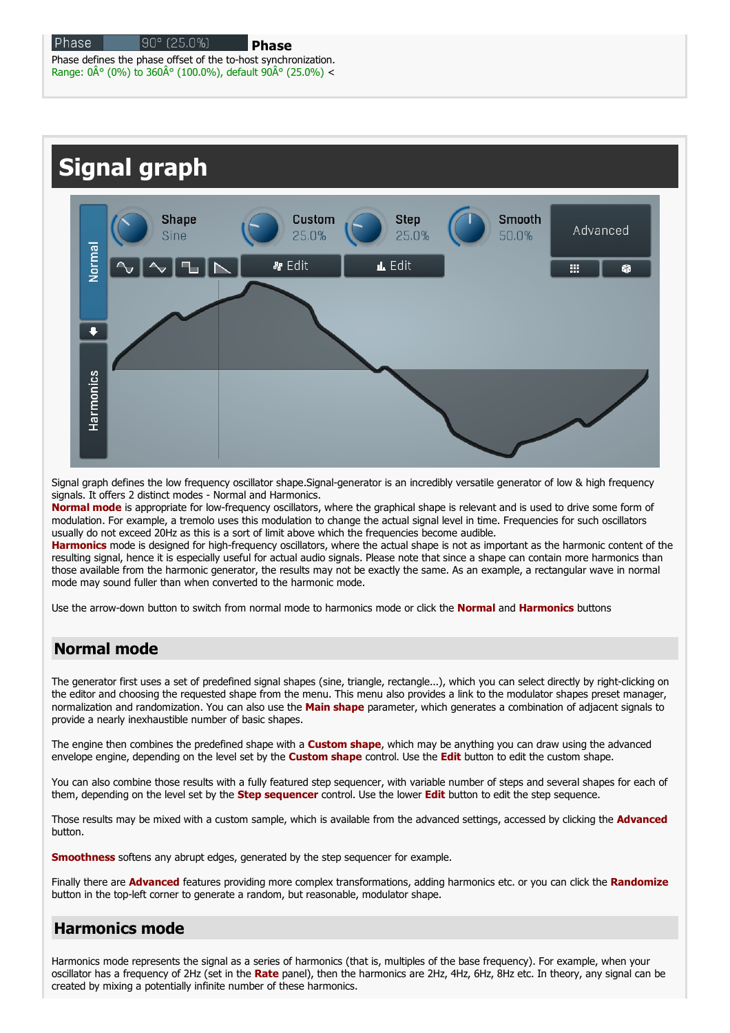**Phase**

Phase defines the phase offset of the to-host synchronization.
Range: 0Â° (0%) to 360Â° (100.0%), default 90Â° (25.0%) <

# Signal graph

Signal graph defines the low frequency oscillator shape.Signal-generator is an incredibly versatile generator of low & high frequency signals. It offers 2 distinct modes - Normal and Harmonics.
**Normal mode** is appropriate for low-frequency oscillators, where the graphical shape is relevant and is used to drive some form of modulation. For example, a tremolo uses this modulation to change the actual signal level in time. Frequencies for such oscillators usually do not exceed 20Hz as this is a sort of limit above which the frequencies become audible.
**Harmonics** mode is designed for high-frequency oscillators, where the actual shape is not as important as the harmonic content of the resulting signal, hence it is especially useful for actual audio signals. Please note that since a shape can contain more harmonics than those available from the harmonic generator, the results may not be exactly the same. As an example, a rectangular wave in normal mode may sound fuller than when converted to the harmonic mode.

Use the arrow-down button to switch from normal mode to harmonics mode or click the **Normal** and **Harmonics** buttons

## Normal mode

The generator first uses a set of predefined signal shapes (sine, triangle, rectangle...), which you can select directly by right-clicking on the editor and choosing the requested shape from the menu. This menu also provides a link to the modulator shapes preset manager, normalization and randomization. You can also use the **Main shape** parameter, which generates a combination of adjacent signals to provide a nearly inexhaustible number of basic shapes.

The engine then combines the predefined shape with a **Custom shape**, which may be anything you can draw using the advanced envelope engine, depending on the level set by the **Custom shape** control. Use the **Edit** button to edit the custom shape.

You can also combine those results with a fully featured step sequencer, with variable number of steps and several shapes for each of them, depending on the level set by the **Step sequencer** control. Use the lower **Edit** button to edit the step sequence.

Those results may be mixed with a custom sample, which is available from the advanced settings, accessed by clicking the **Advanced** button.

**Smoothness** softens any abrupt edges, generated by the step sequencer for example.

Finally there are **Advanced** features providing more complex transformations, adding harmonics etc. or you can click the **Randomize** button in the top-left corner to generate a random, but reasonable, modulator shape.

## Harmonics mode

Harmonics mode represents the signal as a series of harmonics (that is, multiples of the base frequency). For example, when your oscillator has a frequency of 2Hz (set in the **Rate** panel), then the harmonics are 2Hz, 4Hz, 6Hz, 8Hz etc. In theory, any signal can be created by mixing a potentially infinite number of these harmonics.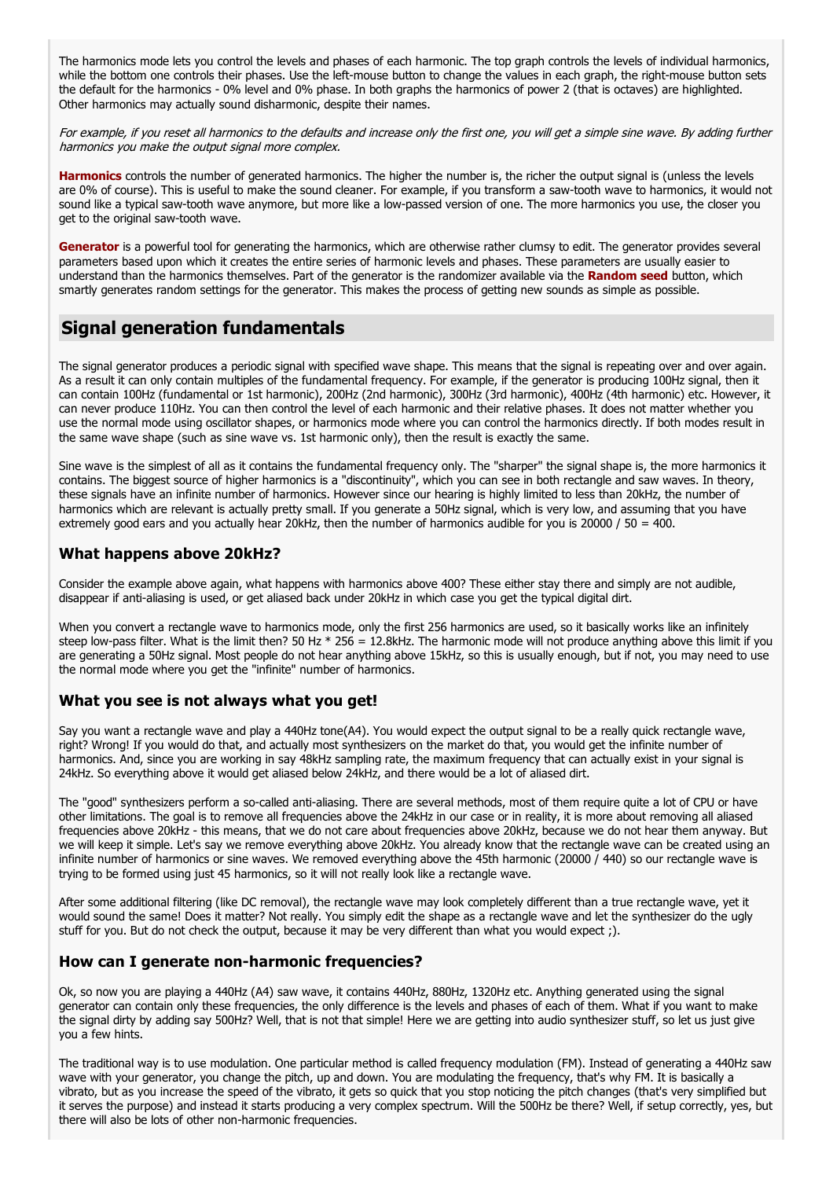The harmonics mode lets you control the levels and phases of each harmonic. The top graph controls the levels of individual harmonics, while the bottom one controls their phases. Use the left-mouse button to change the values in each graph, the right-mouse button sets the default for the harmonics - 0% level and 0% phase. In both graphs the harmonics of power 2 (that is octaves) are highlighted. Other harmonics may actually sound disharmonic, despite their names.

*For example, if you reset all harmonics to the defaults and increase only the first one, you will get a simple sine wave. By adding further harmonics you make the output signal more complex.*

**Harmonics** controls the number of generated harmonics. The higher the number is, the richer the output signal is (unless the levels are 0% of course). This is useful to make the sound cleaner. For example, if you transform a saw-tooth wave to harmonics, it would not sound like a typical saw-tooth wave anymore, but more like a low-passed version of one. The more harmonics you use, the closer you get to the original saw-tooth wave.

**Generator** is a powerful tool for generating the harmonics, which are otherwise rather clumsy to edit. The generator provides several parameters based upon which it creates the entire series of harmonic levels and phases. These parameters are usually easier to understand than the harmonics themselves. Part of the generator is the randomizer available via the **Random seed** button, which smartly generates random settings for the generator. This makes the process of getting new sounds as simple as possible.

## Signal generation fundamentals

The signal generator produces a periodic signal with specified wave shape. This means that the signal is repeating over and over again. As a result it can only contain multiples of the fundamental frequency. For example, if the generator is producing 100Hz signal, then it can contain 100Hz (fundamental or 1st harmonic), 200Hz (2nd harmonic), 300Hz (3rd harmonic), 400Hz (4th harmonic) etc. However, it can never produce 110Hz. You can then control the level of each harmonic and their relative phases. It does not matter whether you use the normal mode using oscillator shapes, or harmonics mode where you can control the harmonics directly. If both modes result in the same wave shape (such as sine wave vs. 1st harmonic only), then the result is exactly the same.

Sine wave is the simplest of all as it contains the fundamental frequency only. The "sharper" the signal shape is, the more harmonics it contains. The biggest source of higher harmonics is a "discontinuity", which you can see in both rectangle and saw waves. In theory, these signals have an infinite number of harmonics. However since our hearing is highly limited to less than 20kHz, the number of harmonics which are relevant is actually pretty small. If you generate a 50Hz signal, which is very low, and assuming that you have extremely good ears and you actually hear 20kHz, then the number of harmonics audible for you is 20000 / 50 = 400.

### What happens above 20kHz?

Consider the example above again, what happens with harmonics above 400? These either stay there and simply are not audible, disappear if anti-aliasing is used, or get aliased back under 20kHz in which case you get the typical digital dirt.

When you convert a rectangle wave to harmonics mode, only the first 256 harmonics are used, so it basically works like an infinitely steep low-pass filter. What is the limit then? 50 Hz * 256 = 12.8kHz. The harmonic mode will not produce anything above this limit if you are generating a 50Hz signal. Most people do not hear anything above 15kHz, so this is usually enough, but if not, you may need to use the normal mode where you get the "infinite" number of harmonics.

### What you see is not always what you get!

Say you want a rectangle wave and play a 440Hz tone(A4). You would expect the output signal to be a really quick rectangle wave, right? Wrong! If you would do that, and actually most synthesizers on the market do that, you would get the infinite number of harmonics. And, since you are working in say 48kHz sampling rate, the maximum frequency that can actually exist in your signal is 24kHz. So everything above it would get aliased below 24kHz, and there would be a lot of aliased dirt.

The "good" synthesizers perform a so-called anti-aliasing. There are several methods, most of them require quite a lot of CPU or have other limitations. The goal is to remove all frequencies above the 24kHz in our case or in reality, it is more about removing all aliased frequencies above 20kHz - this means, that we do not care about frequencies above 20kHz, because we do not hear them anyway. But we will keep it simple. Let's say we remove everything above 20kHz. You already know that the rectangle wave can be created using an infinite number of harmonics or sine waves. We removed everything above the 45th harmonic (20000 / 440) so our rectangle wave is trying to be formed using just 45 harmonics, so it will not really look like a rectangle wave.

After some additional filtering (like DC removal), the rectangle wave may look completely different than a true rectangle wave, yet it would sound the same! Does it matter? Not really. You simply edit the shape as a rectangle wave and let the synthesizer do the ugly stuff for you. But do not check the output, because it may be very different than what you would expect ;).

### How can I generate non-harmonic frequencies?

Ok, so now you are playing a 440Hz (A4) saw wave, it contains 440Hz, 880Hz, 1320Hz etc. Anything generated using the signal generator can contain only these frequencies, the only difference is the levels and phases of each of them. What if you want to make the signal dirty by adding say 500Hz? Well, that is not that simple! Here we are getting into audio synthesizer stuff, so let us just give you a few hints.

The traditional way is to use modulation. One particular method is called frequency modulation (FM). Instead of generating a 440Hz saw wave with your generator, you change the pitch, up and down. You are modulating the frequency, that's why FM. It is basically a vibrato, but as you increase the speed of the vibrato, it gets so quick that you stop noticing the pitch changes (that's very simplified but it serves the purpose) and instead it starts producing a very complex spectrum. Will the 500Hz be there? Well, if setup correctly, yes, but there will also be lots of other non-harmonic frequencies.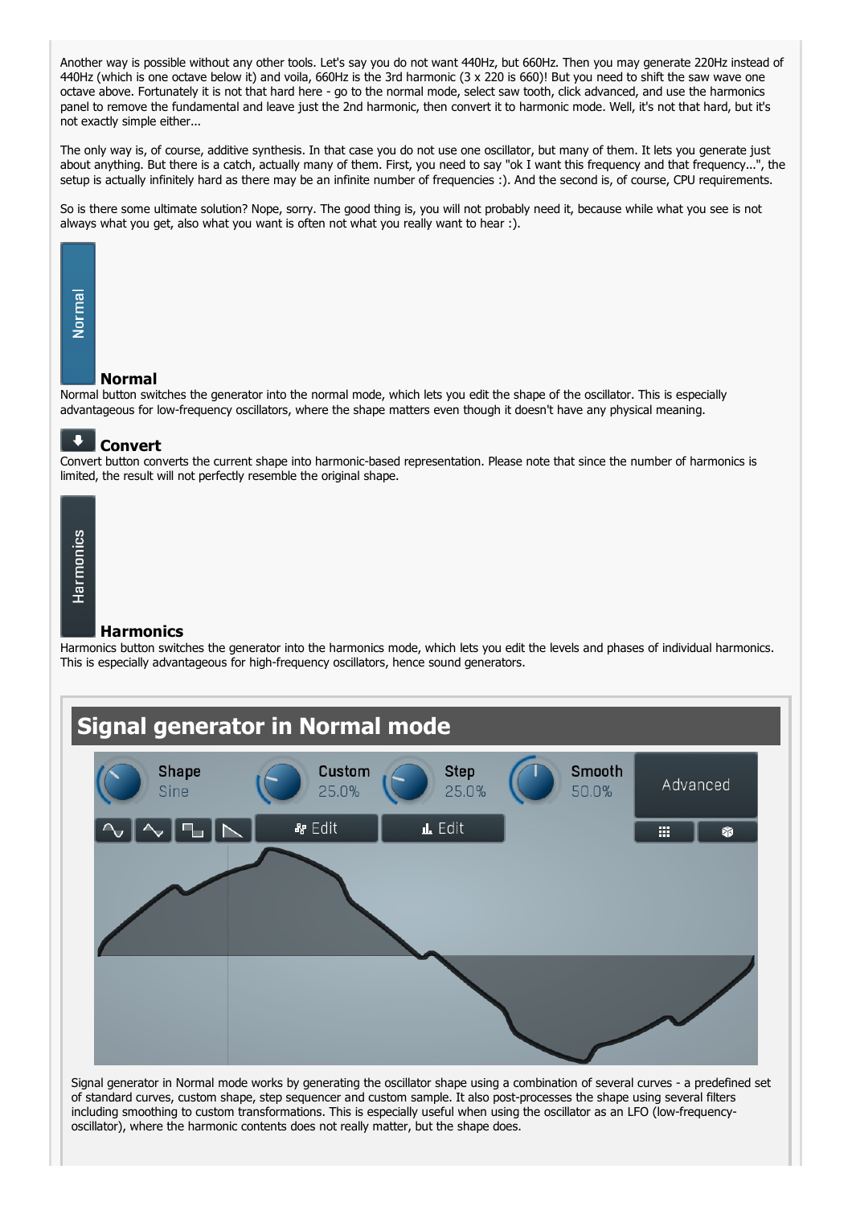Another way is possible without any other tools. Let's say you do not want 440Hz, but 660Hz. Then you may generate 220Hz instead of 440Hz (which is one octave below it) and voila, 660Hz is the 3rd harmonic (3 x 220 is 660)! But you need to shift the saw wave one octave above. Fortunately it is not that hard here - go to the normal mode, select saw tooth, click advanced, and use the harmonics panel to remove the fundamental and leave just the 2nd harmonic, then convert it to harmonic mode. Well, it's not that hard, but it's not exactly simple either...

The only way is, of course, additive synthesis. In that case you do not use one oscillator, but many of them. It lets you generate just about anything. But there is a catch, actually many of them. First, you need to say "ok I want this frequency and that frequency...", the setup is actually infinitely hard as there may be an infinite number of frequencies :). And the second is, of course, CPU requirements.

So is there some ultimate solution? Nope, sorry. The good thing is, you will not probably need it, because while what you see is not always what you get, also what you want is often not what you really want to hear :).

### Normal

Normal button switches the generator into the normal mode, which lets you edit the shape of the oscillator. This is especially advantageous for low-frequency oscillators, where the shape matters even though it doesn't have any physical meaning.

### Convert

Convert button converts the current shape into harmonic-based representation. Please note that since the number of harmonics is limited, the result will not perfectly resemble the original shape.

### Harmonics

Harmonics button switches the generator into the harmonics mode, which lets you edit the levels and phases of individual harmonics. This is especially advantageous for high-frequency oscillators, hence sound generators.

## Signal generator in Normal mode

Signal generator in Normal mode works by generating the oscillator shape using a combination of several curves - a predefined set of standard curves, custom shape, step sequencer and custom sample. It also post-processes the shape using several filters including smoothing to custom transformations. This is especially useful when using the oscillator as an LFO (low-frequency-oscillator), where the harmonic contents does not really matter, but the shape does.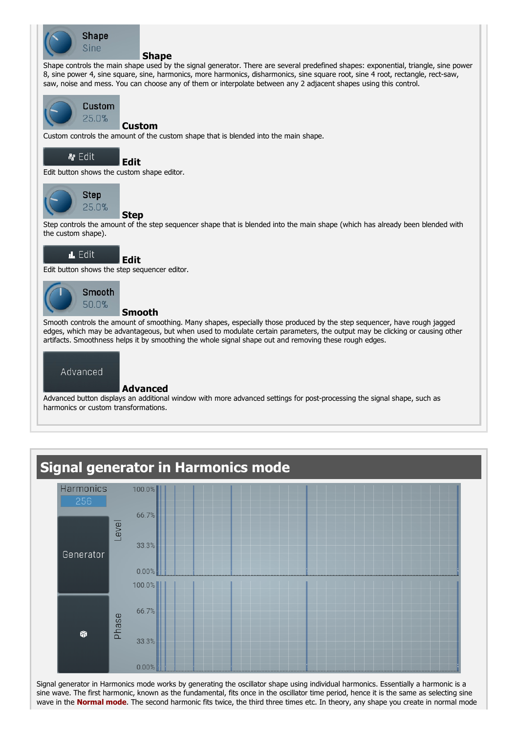### Shape

Shape controls the main shape used by the signal generator. There are several predefined shapes: exponential, triangle, sine power 8, sine power 4, sine square, sine, harmonics, more harmonics, disharmonics, sine square root, sine 4 root, rectangle, rect-saw, saw, noise and mess. You can choose any of them or interpolate between any 2 adjacent shapes using this control.

### Custom

Custom controls the amount of the custom shape that is blended into the main shape.

### Edit

Edit button shows the custom shape editor.

### Step

Step controls the amount of the step sequencer shape that is blended into the main shape (which has already been blended with the custom shape).

### Edit

Edit button shows the step sequencer editor.

### Smooth

Smooth controls the amount of smoothing. Many shapes, especially those produced by the step sequencer, have rough jagged edges, which may be advantageous, but when used to modulate certain parameters, the output may be clicking or causing other artifacts. Smoothness helps it by smoothing the whole signal shape out and removing these rough edges.

### Advanced

Advanced button displays an additional window with more advanced settings for post-processing the signal shape, such as harmonics or custom transformations.

## Signal generator in Harmonics mode

Signal generator in Harmonics mode works by generating the oscillator shape using individual harmonics. Essentially a harmonic is a sine wave. The first harmonic, known as the fundamental, fits once in the oscillator time period, hence it is the same as selecting sine wave in the **Normal mode**. The second harmonic fits twice, the third three times etc. In theory, any shape you create in normal mode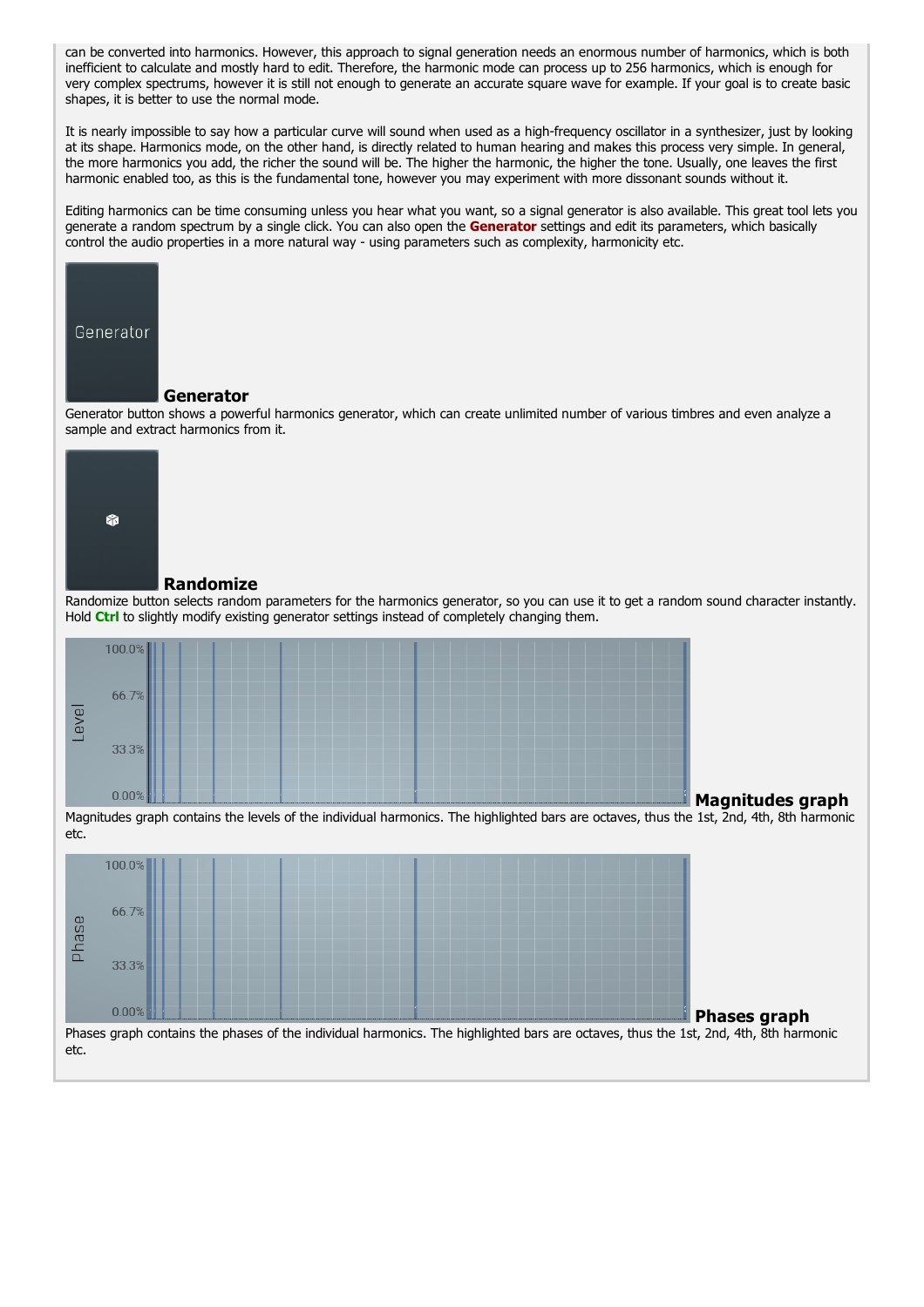can be converted into harmonics. However, this approach to signal generation needs an enormous number of harmonics, which is both inefficient to calculate and mostly hard to edit. Therefore, the harmonic mode can process up to 256 harmonics, which is enough for very complex spectrums, however it is still not enough to generate an accurate square wave for example. If your goal is to create basic shapes, it is better to use the normal mode.

It is nearly impossible to say how a particular curve will sound when used as a high-frequency oscillator in a synthesizer, just by looking at its shape. Harmonics mode, on the other hand, is directly related to human hearing and makes this process very simple. In general, the more harmonics you add, the richer the sound will be. The higher the harmonic, the higher the tone. Usually, one leaves the first harmonic enabled too, as this is the fundamental tone, however you may experiment with more dissonant sounds without it.

Editing harmonics can be time consuming unless you hear what you want, so a signal generator is also available. This great tool lets you generate a random spectrum by a single click. You can also open the **Generator** settings and edit its parameters, which basically control the audio properties in a more natural way - using parameters such as complexity, harmonicity etc.

### Generator

Generator button shows a powerful harmonics generator, which can create unlimited number of various timbres and even analyze a sample and extract harmonics from it.

### Randomize

Randomize button selects random parameters for the harmonics generator, so you can use it to get a random sound character instantly. Hold **Ctrl** to slightly modify existing generator settings instead of completely changing them.

### Magnitudes graph

Magnitudes graph contains the levels of the individual harmonics. The highlighted bars are octaves, thus the 1st, 2nd, 4th, 8th harmonic etc.

### Phases graph

Phases graph contains the phases of the individual harmonics. The highlighted bars are octaves, thus the 1st, 2nd, 4th, 8th harmonic etc.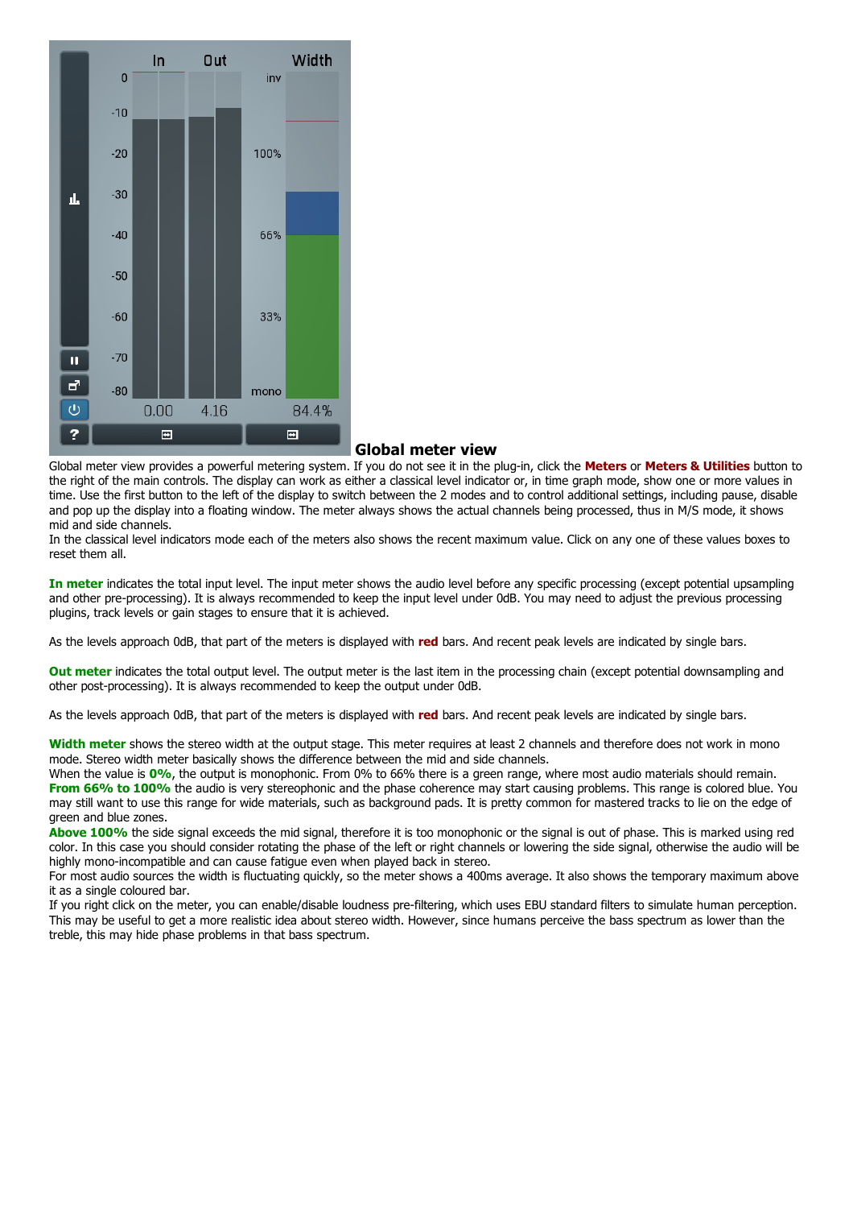## Global meter view

Global meter view provides a powerful metering system. If you do not see it in the plug-in, click the **Meters** or **Meters & Utilities** button to the right of the main controls. The display can work as either a classical level indicator or, in time graph mode, show one or more values in time. Use the first button to the left of the display to switch between the 2 modes and to control additional settings, including pause, disable and pop up the display into a floating window. The meter always shows the actual channels being processed, thus in M/S mode, it shows mid and side channels.

In the classical level indicators mode each of the meters also shows the recent maximum value. Click on any one of these values boxes to reset them all.

**In meter** indicates the total input level. The input meter shows the audio level before any specific processing (except potential upsampling and other pre-processing). It is always recommended to keep the input level under 0dB. You may need to adjust the previous processing plugins, track levels or gain stages to ensure that it is achieved.

As the levels approach 0dB, that part of the meters is displayed with **red** bars. And recent peak levels are indicated by single bars.

**Out meter** indicates the total output level. The output meter is the last item in the processing chain (except potential downsampling and other post-processing). It is always recommended to keep the output under 0dB.

As the levels approach 0dB, that part of the meters is displayed with **red** bars. And recent peak levels are indicated by single bars.

**Width meter** shows the stereo width at the output stage. This meter requires at least 2 channels and therefore does not work in mono mode. Stereo width meter basically shows the difference between the mid and side channels.

When the value is **0%**, the output is monophonic. From 0% to 66% there is a green range, where most audio materials should remain.

**From 66% to 100%** the audio is very stereophonic and the phase coherence may start causing problems. This range is colored blue. You may still want to use this range for wide materials, such as background pads. It is pretty common for mastered tracks to lie on the edge of green and blue zones.

**Above 100%** the side signal exceeds the mid signal, therefore it is too monophonic or the signal is out of phase. This is marked using red color. In this case you should consider rotating the phase of the left or right channels or lowering the side signal, otherwise the audio will be highly mono-incompatible and can cause fatigue even when played back in stereo.

For most audio sources the width is fluctuating quickly, so the meter shows a 400ms average. It also shows the temporary maximum above it as a single coloured bar.

If you right click on the meter, you can enable/disable loudness pre-filtering, which uses EBU standard filters to simulate human perception. This may be useful to get a more realistic idea about stereo width. However, since humans perceive the bass spectrum as lower than the treble, this may hide phase problems in that bass spectrum.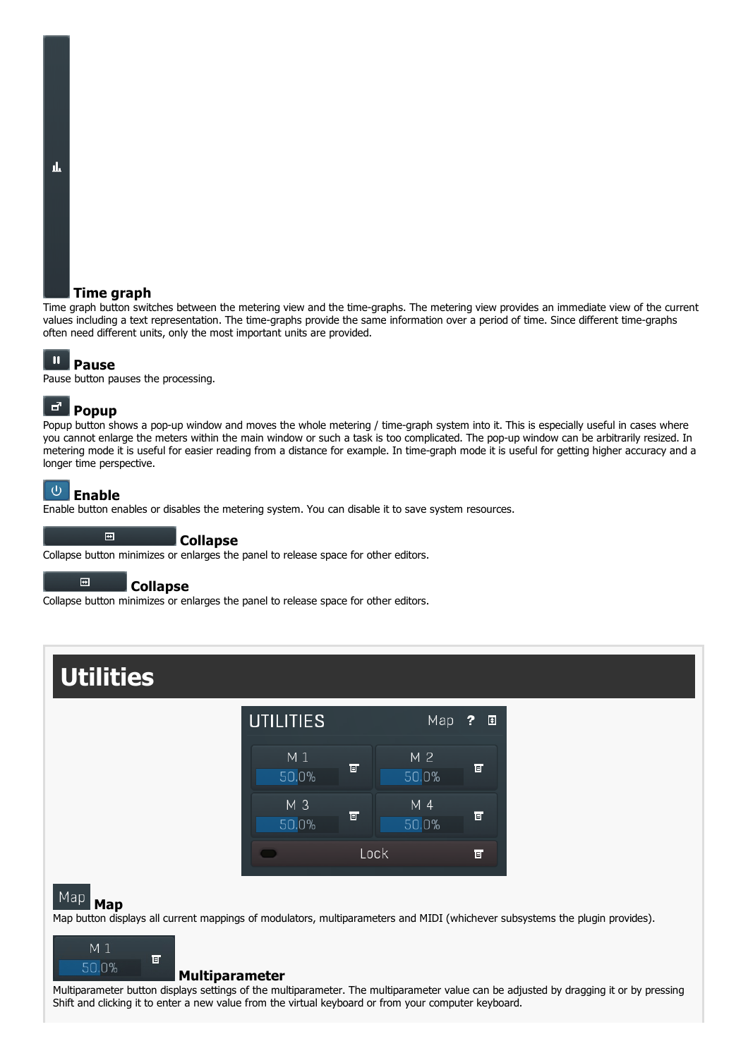### Time graph

Time graph button switches between the metering view and the time-graphs. The metering view provides an immediate view of the current values including a text representation. The time-graphs provide the same information over a period of time. Since different time-graphs often need different units, only the most important units are provided.

### Pause

Pause button pauses the processing.

### Popup

Popup button shows a pop-up window and moves the whole metering / time-graph system into it. This is especially useful in cases where you cannot enlarge the meters within the main window or such a task is too complicated. The pop-up window can be arbitrarily resized. In metering mode it is useful for easier reading from a distance for example. In time-graph mode it is useful for getting higher accuracy and a longer time perspective.

### Enable

Enable button enables or disables the metering system. You can disable it to save system resources.

### Collapse

Collapse button minimizes or enlarges the panel to release space for other editors.

### Collapse

Collapse button minimizes or enlarges the panel to release space for other editors.

## Utilities

### Map

Map button displays all current mappings of modulators, multiparameters and MIDI (whichever subsystems the plugin provides).

### Multiparameter

Multiparameter button displays settings of the multiparameter. The multiparameter value can be adjusted by dragging it or by pressing Shift and clicking it to enter a new value from the virtual keyboard or from your computer keyboard.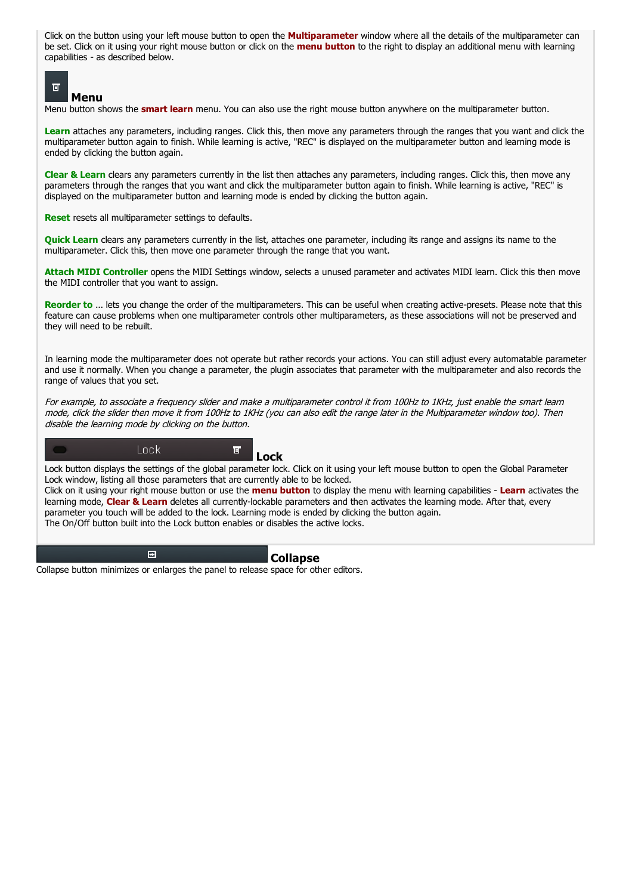Click on the button using your left mouse button to open the **Multiparameter** window where all the details of the multiparameter can be set. Click on it using your right mouse button or click on the **menu button** to the right to display an additional menu with learning capabilities - as described below.

### Menu

Menu button shows the **smart learn** menu. You can also use the right mouse button anywhere on the multiparameter button.

**Learn** attaches any parameters, including ranges. Click this, then move any parameters through the ranges that you want and click the multiparameter button again to finish. While learning is active, "REC" is displayed on the multiparameter button and learning mode is ended by clicking the button again.

**Clear & Learn** clears any parameters currently in the list then attaches any parameters, including ranges. Click this, then move any parameters through the ranges that you want and click the multiparameter button again to finish. While learning is active, "REC" is displayed on the multiparameter button and learning mode is ended by clicking the button again.

**Reset** resets all multiparameter settings to defaults.

**Quick Learn** clears any parameters currently in the list, attaches one parameter, including its range and assigns its name to the multiparameter. Click this, then move one parameter through the range that you want.

**Attach MIDI Controller** opens the MIDI Settings window, selects a unused parameter and activates MIDI learn. Click this then move the MIDI controller that you want to assign.

**Reorder to** ... lets you change the order of the multiparameters. This can be useful when creating active-presets. Please note that this feature can cause problems when one multiparameter controls other multiparameters, as these associations will not be preserved and they will need to be rebuilt.

In learning mode the multiparameter does not operate but rather records your actions. You can still adjust every automatable parameter and use it normally. When you change a parameter, the plugin associates that parameter with the multiparameter and also records the range of values that you set.

*For example, to associate a frequency slider and make a multiparameter control it from 100Hz to 1KHz, just enable the smart learn mode, click the slider then move it from 100Hz to 1KHz (you can also edit the range later in the Multiparameter window too). Then disable the learning mode by clicking on the button.*

### Lock

Lock button displays the settings of the global parameter lock. Click on it using your left mouse button to open the Global Parameter Lock window, listing all those parameters that are currently able to be locked.
Click on it using your right mouse button or use the **menu button** to display the menu with learning capabilities - **Learn** activates the learning mode, **Clear & Learn** deletes all currently-lockable parameters and then activates the learning mode. After that, every parameter you touch will be added to the lock. Learning mode is ended by clicking the button again.
The On/Off button built into the Lock button enables or disables the active locks.

### Collapse

Collapse button minimizes or enlarges the panel to release space for other editors.